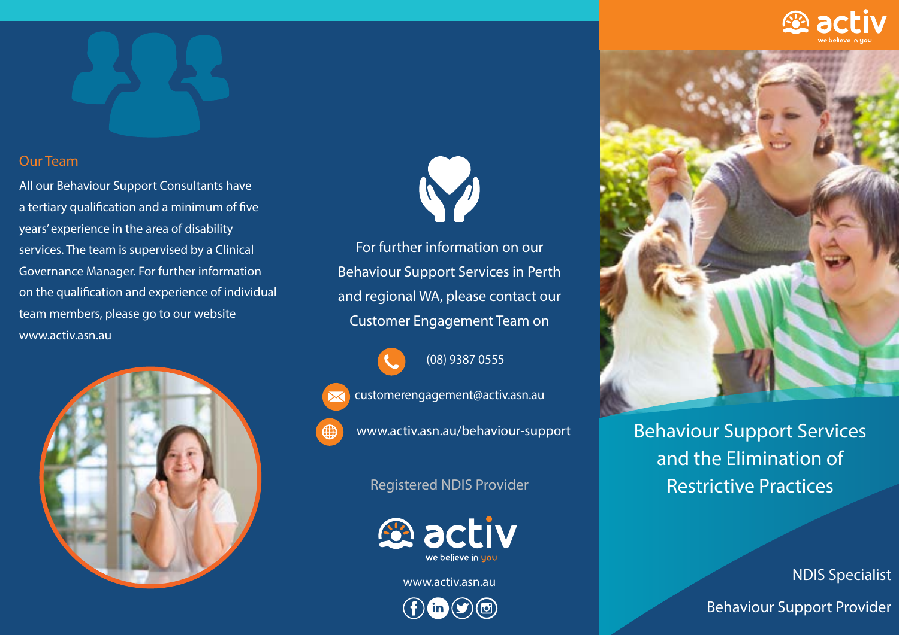## Our Team

All our Behaviour Support Consultants have a tertiary qualification and a minimum of five years' experience in the area of disability services. The team is supervised by a Clinical Governance Manager. For further information on the qualification and experience of individual team members, please go to our website www.activ.asn.au

For further information on our Behaviour Support Services in Perth and regional WA, please contact our Customer Engagement Team on

(08) 9387 0555

customerengagement@activ.asn.au

www.activ.asn.au/behaviour-support

Registered NDIS Provider

activ
we believe in you

www.activ.asn.au

activ
we believe in you

# Behaviour Support Services and the Elimination of Restrictive Practices

NDIS Specialist

Behaviour Support Provider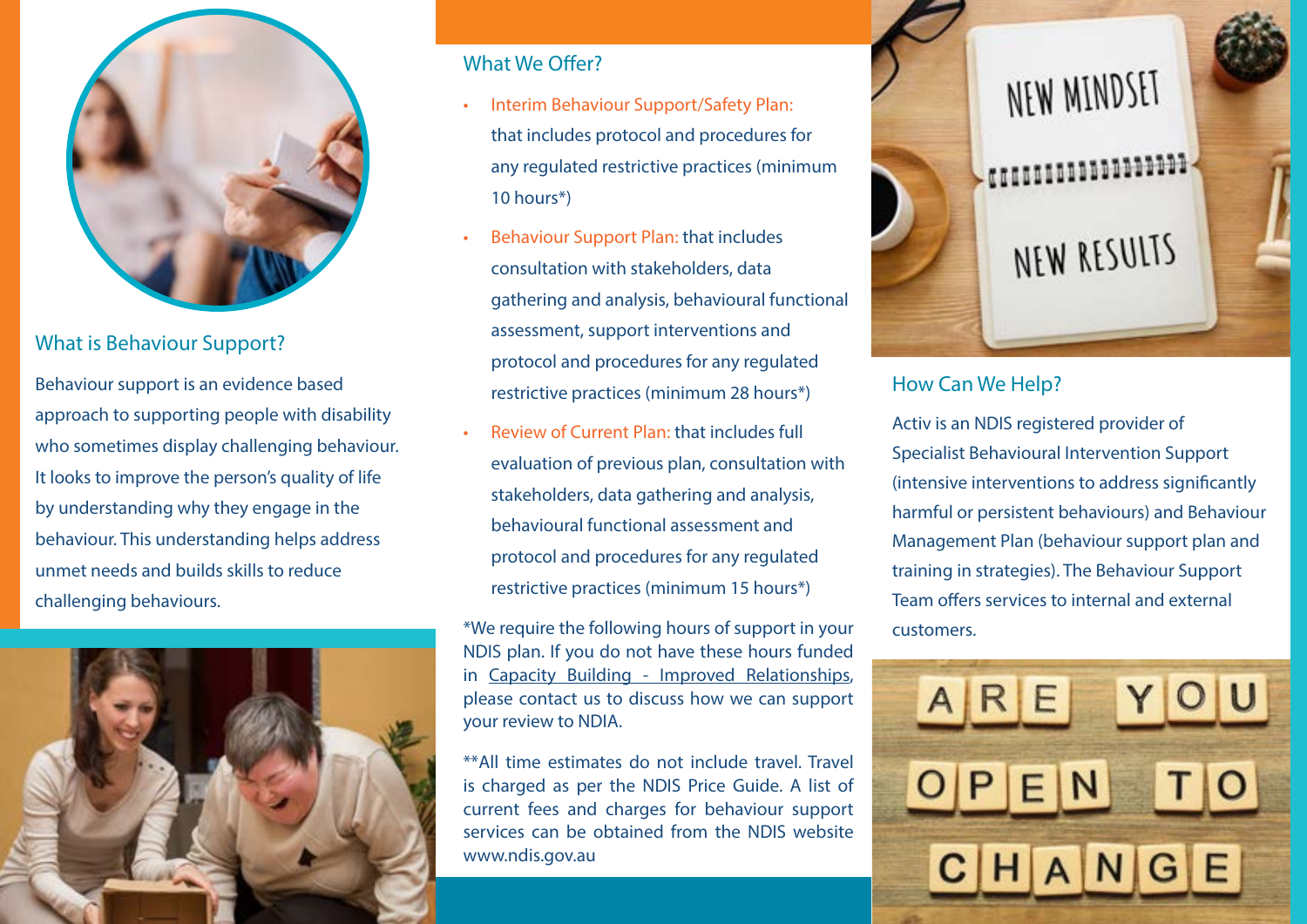## What is Behaviour Support?

Behaviour support is an evidence based approach to supporting people with disability who sometimes display challenging behaviour. It looks to improve the person's quality of life by understanding why they engage in the behaviour. This understanding helps address unmet needs and builds skills to reduce challenging behaviours.

## What We Offer?

- Interim Behaviour Support/Safety Plan: that includes protocol and procedures for any regulated restrictive practices (minimum 10 hours*)
- Behaviour Support Plan: that includes consultation with stakeholders, data gathering and analysis, behavioural functional assessment, support interventions and protocol and procedures for any regulated restrictive practices (minimum 28 hours*)
- Review of Current Plan: that includes full evaluation of previous plan, consultation with stakeholders, data gathering and analysis, behavioural functional assessment and protocol and procedures for any regulated restrictive practices (minimum 15 hours*)

*We require the following hours of support in your NDIS plan. If you do not have these hours funded in Capacity Building - Improved Relationships, please contact us to discuss how we can support your review to NDIA.

**All time estimates do not include travel. Travel is charged as per the NDIS Price Guide. A list of current fees and charges for behaviour support services can be obtained from the NDIS website www.ndis.gov.au

## How Can We Help?

Activ is an NDIS registered provider of Specialist Behavioural Intervention Support (intensive interventions to address significantly harmful or persistent behaviours) and Behaviour Management Plan (behaviour support plan and training in strategies). The Behaviour Support Team offers services to internal and external customers.